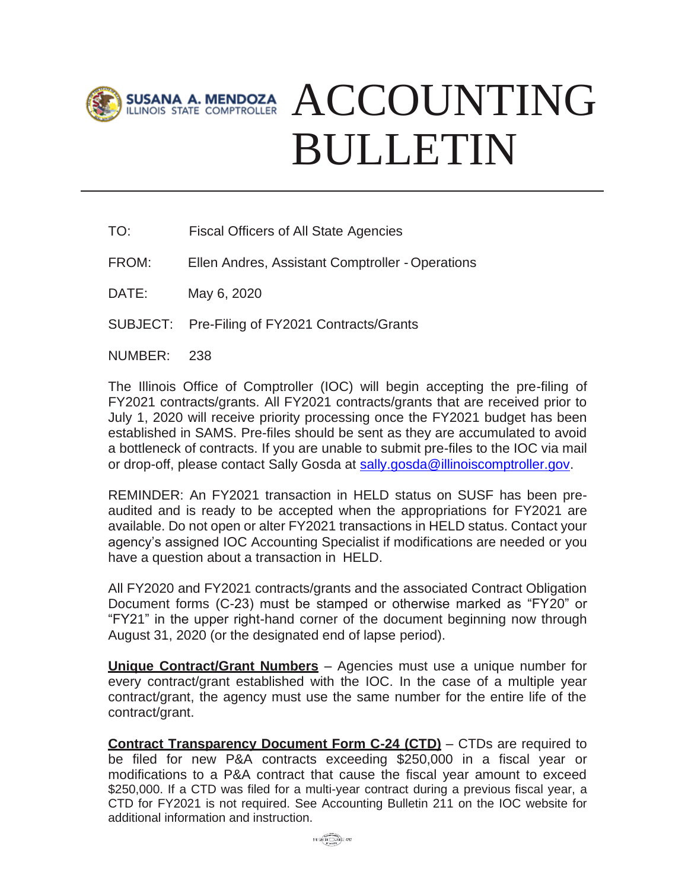SUSANA A. MENDOZA
ILLINOIS STATE COMPTROLLER

# ACCOUNTING BULLETIN

TO: Fiscal Officers of All State Agencies

FROM: Ellen Andres, Assistant Comptroller - Operations

DATE: May 6, 2020

SUBJECT: Pre-Filing of FY2021 Contracts/Grants

NUMBER: 238

The Illinois Office of Comptroller (IOC) will begin accepting the pre-filing of FY2021 contracts/grants. All FY2021 contracts/grants that are received prior to July 1, 2020 will receive priority processing once the FY2021 budget has been established in SAMS. Pre-files should be sent as they are accumulated to avoid a bottleneck of contracts. If you are unable to submit pre-files to the IOC via mail or drop-off, please contact Sally Gosda at sally.gosda@illinoiscomptroller.gov.

REMINDER: An FY2021 transaction in HELD status on SUSF has been pre-audited and is ready to be accepted when the appropriations for FY2021 are available. Do not open or alter FY2021 transactions in HELD status. Contact your agency's assigned IOC Accounting Specialist if modifications are needed or you have a question about a transaction in HELD.

All FY2020 and FY2021 contracts/grants and the associated Contract Obligation Document forms (C-23) must be stamped or otherwise marked as "FY20" or "FY21" in the upper right-hand corner of the document beginning now through August 31, 2020 (or the designated end of lapse period).

**Unique Contract/Grant Numbers** – Agencies must use a unique number for every contract/grant established with the IOC. In the case of a multiple year contract/grant, the agency must use the same number for the entire life of the contract/grant.

**Contract Transparency Document Form C-24 (CTD)** – CTDs are required to be filed for new P&A contracts exceeding $250,000 in a fiscal year or modifications to a P&A contract that cause the fiscal year amount to exceed $250,000. If a CTD was filed for a multi-year contract during a previous fiscal year, a CTD for FY2021 is not required. See Accounting Bulletin 211 on the IOC website for additional information and instruction.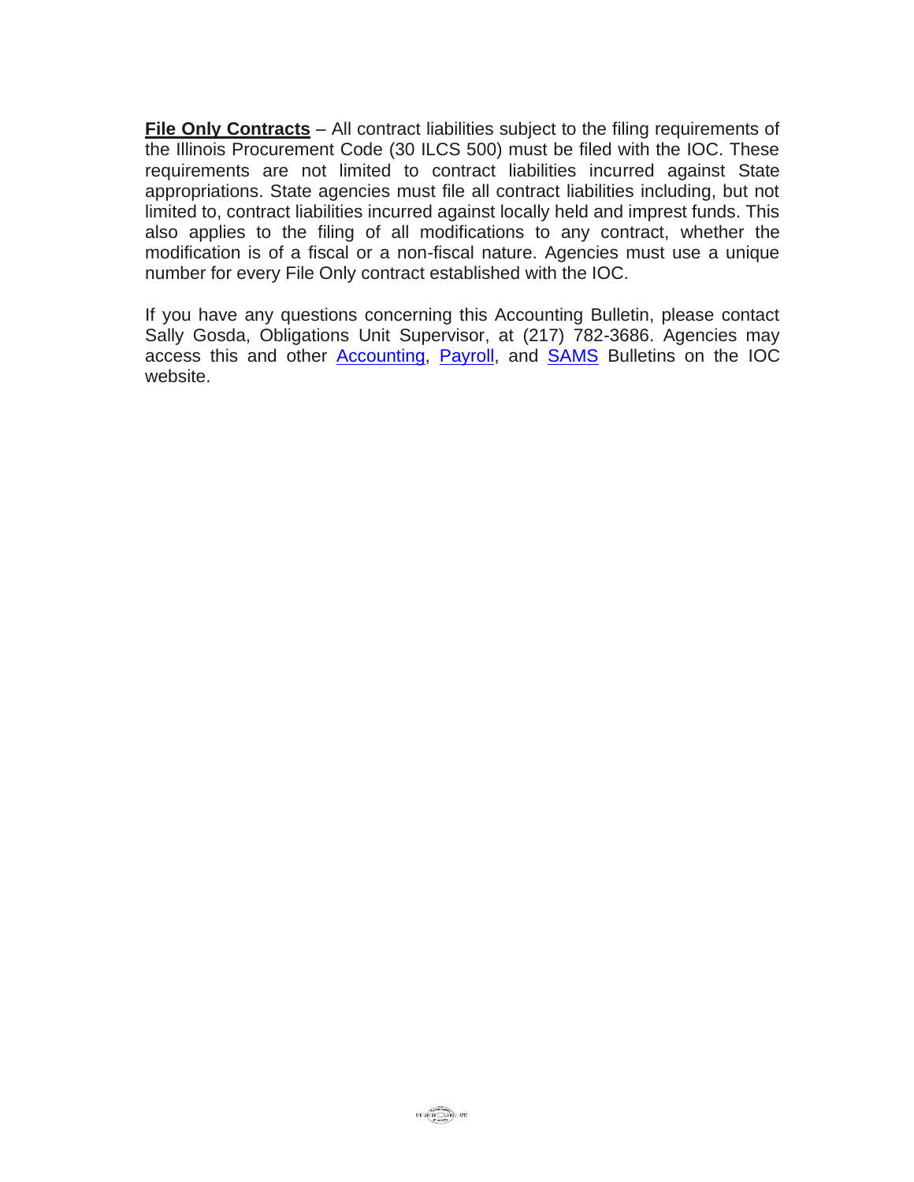**File Only Contracts** – All contract liabilities subject to the filing requirements of the Illinois Procurement Code (30 ILCS 500) must be filed with the IOC. These requirements are not limited to contract liabilities incurred against State appropriations. State agencies must file all contract liabilities including, but not limited to, contract liabilities incurred against locally held and imprest funds. This also applies to the filing of all modifications to any contract, whether the modification is of a fiscal or a non-fiscal nature. Agencies must use a unique number for every File Only contract established with the IOC.

If you have any questions concerning this Accounting Bulletin, please contact Sally Gosda, Obligations Unit Supervisor, at (217) 782-3686. Agencies may access this and other Accounting, Payroll, and SAMS Bulletins on the IOC website.